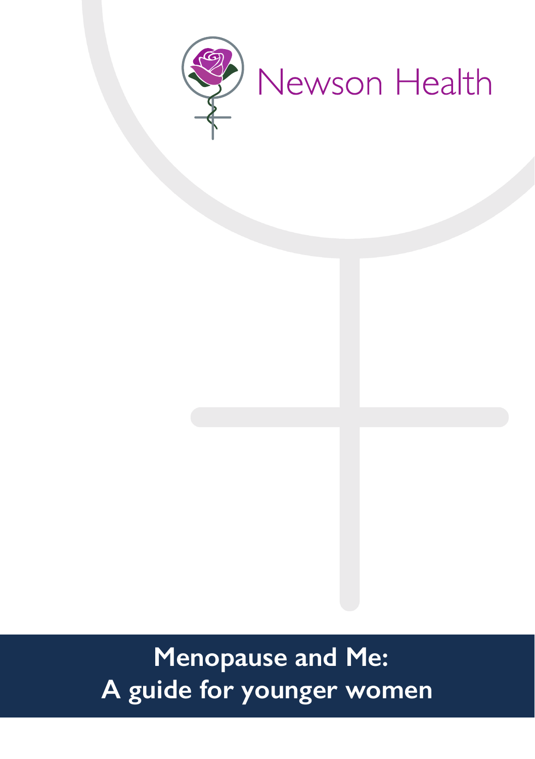Newson Health

# Menopause and Me: A guide for younger women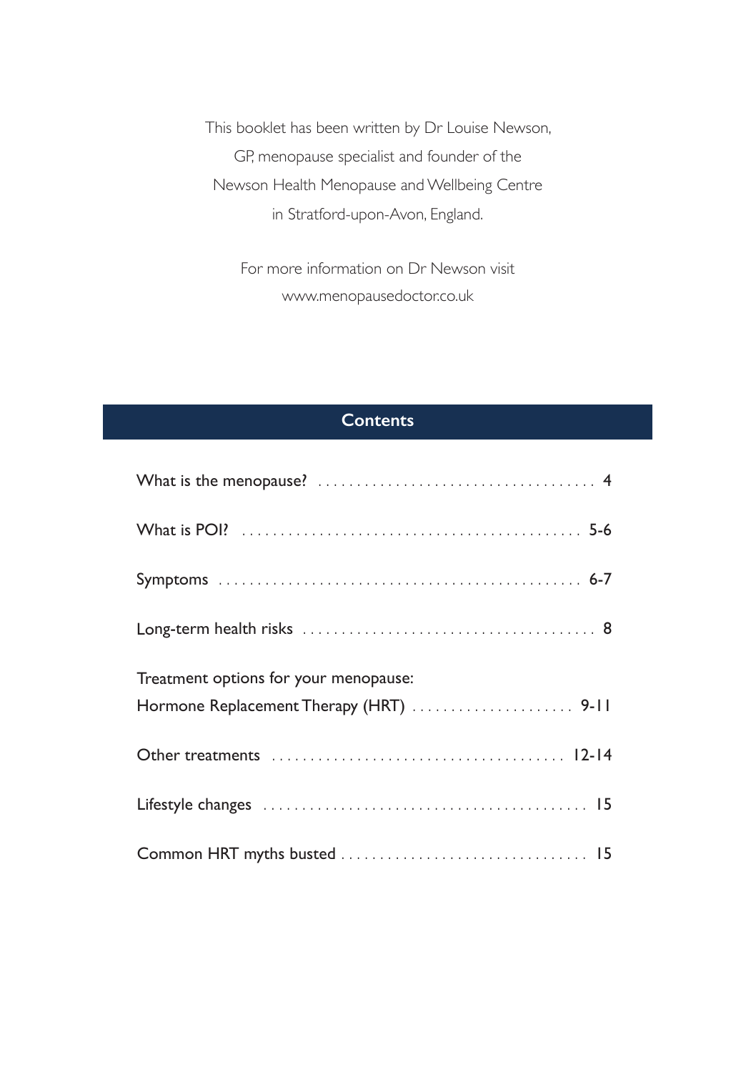This booklet has been written by Dr Louise Newson, GP, menopause specialist and founder of the Newson Health Menopause and Wellbeing Centre in Stratford-upon-Avon, England.

For more information on Dr Newson visit www.menopausedoctor.co.uk

## Contents

| | |
|---|---|
| What is the menopause? | 4 |
| What is POI? | 5-6 |
| Symptoms | 6-7 |
| Long-term health risks | 8 |
| Treatment options for your menopause: Hormone Replacement Therapy (HRT) | 9-11 |
| Other treatments | 12-14 |
| Lifestyle changes | 15 |
| Common HRT myths busted | 15 |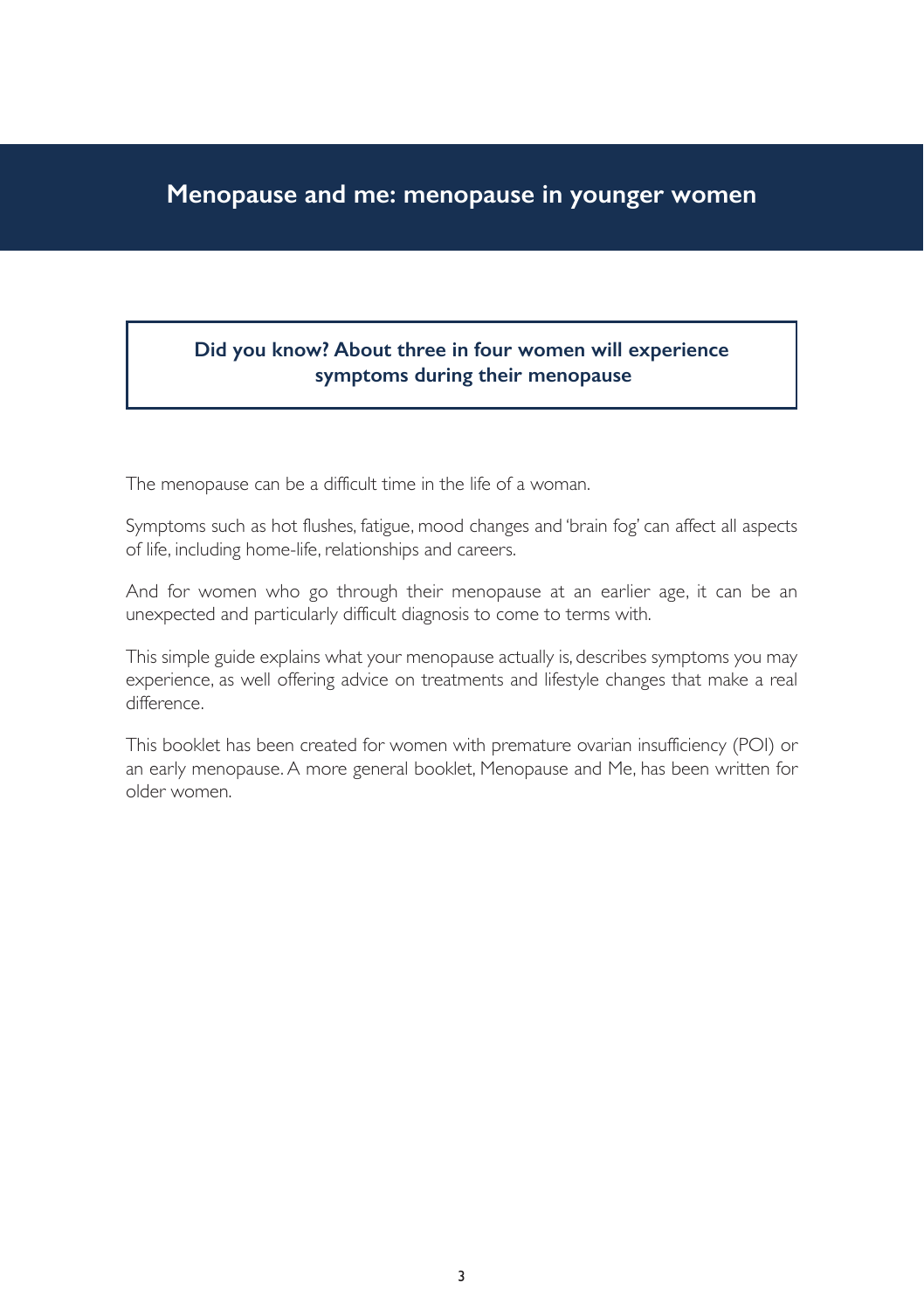# Menopause and me: menopause in younger women

**Did you know? About three in four women will experience symptoms during their menopause**

The menopause can be a difficult time in the life of a woman.

Symptoms such as hot flushes, fatigue, mood changes and 'brain fog' can affect all aspects of life, including home-life, relationships and careers.

And for women who go through their menopause at an earlier age, it can be an unexpected and particularly difficult diagnosis to come to terms with.

This simple guide explains what your menopause actually is, describes symptoms you may experience, as well offering advice on treatments and lifestyle changes that make a real difference.

This booklet has been created for women with premature ovarian insufficiency (POI) or an early menopause. A more general booklet, Menopause and Me, has been written for older women.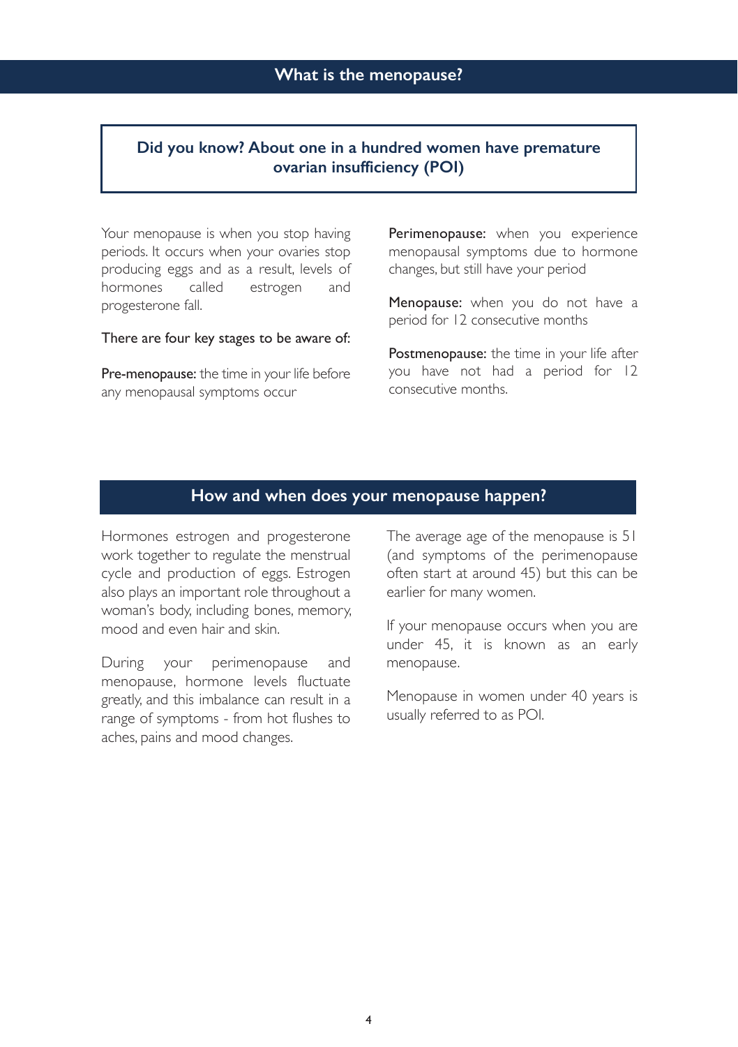## What is the menopause?

**Did you know? About one in a hundred women have premature ovarian insufficiency (POI)**

Your menopause is when you stop having periods. It occurs when your ovaries stop producing eggs and as a result, levels of hormones called estrogen and progesterone fall.

There are four key stages to be aware of:

**Pre-menopause:** the time in your life before any menopausal symptoms occur

**Perimenopause:** when you experience menopausal symptoms due to hormone changes, but still have your period

**Menopause:** when you do not have a period for 12 consecutive months

**Postmenopause:** the time in your life after you have not had a period for 12 consecutive months.

## How and when does your menopause happen?

Hormones estrogen and progesterone work together to regulate the menstrual cycle and production of eggs. Estrogen also plays an important role throughout a woman's body, including bones, memory, mood and even hair and skin.

During your perimenopause and menopause, hormone levels fluctuate greatly, and this imbalance can result in a range of symptoms - from hot flushes to aches, pains and mood changes.

The average age of the menopause is 51 (and symptoms of the perimenopause often start at around 45) but this can be earlier for many women.

If your menopause occurs when you are under 45, it is known as an early menopause.

Menopause in women under 40 years is usually referred to as POI.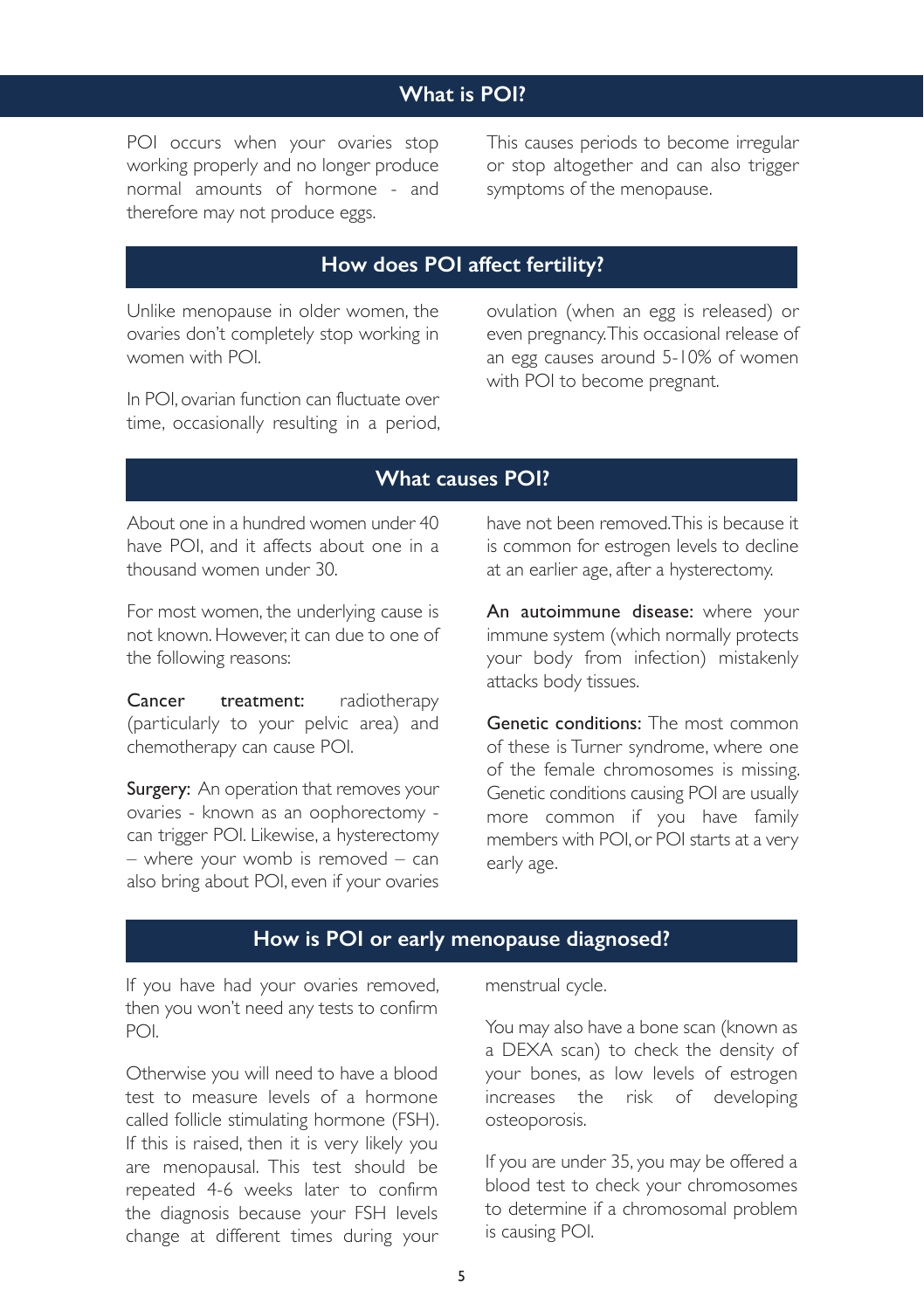## What is POI?

POI occurs when your ovaries stop working properly and no longer produce normal amounts of hormone - and therefore may not produce eggs.

This causes periods to become irregular or stop altogether and can also trigger symptoms of the menopause.

## How does POI affect fertility?

Unlike menopause in older women, the ovaries don't completely stop working in women with POI.

In POI, ovarian function can fluctuate over time, occasionally resulting in a period, ovulation (when an egg is released) or even pregnancy. This occasional release of an egg causes around 5-10% of women with POI to become pregnant.

## What causes POI?

About one in a hundred women under 40 have POI, and it affects about one in a thousand women under 30.

For most women, the underlying cause is not known. However, it can due to one of the following reasons:

**Cancer treatment:** radiotherapy (particularly to your pelvic area) and chemotherapy can cause POI.

**Surgery:** An operation that removes your ovaries - known as an oophorectomy - can trigger POI. Likewise, a hysterectomy – where your womb is removed – can also bring about POI, even if your ovaries have not been removed. This is because it is common for estrogen levels to decline at an earlier age, after a hysterectomy.

**An autoimmune disease:** where your immune system (which normally protects your body from infection) mistakenly attacks body tissues.

**Genetic conditions:** The most common of these is Turner syndrome, where one of the female chromosomes is missing. Genetic conditions causing POI are usually more common if you have family members with POI, or POI starts at a very early age.

## How is POI or early menopause diagnosed?

If you have had your ovaries removed, then you won't need any tests to confirm POI.

Otherwise you will need to have a blood test to measure levels of a hormone called follicle stimulating hormone (FSH). If this is raised, then it is very likely you are menopausal. This test should be repeated 4-6 weeks later to confirm the diagnosis because your FSH levels change at different times during your menstrual cycle.

You may also have a bone scan (known as a DEXA scan) to check the density of your bones, as low levels of estrogen increases the risk of developing osteoporosis.

If you are under 35, you may be offered a blood test to check your chromosomes to determine if a chromosomal problem is causing POI.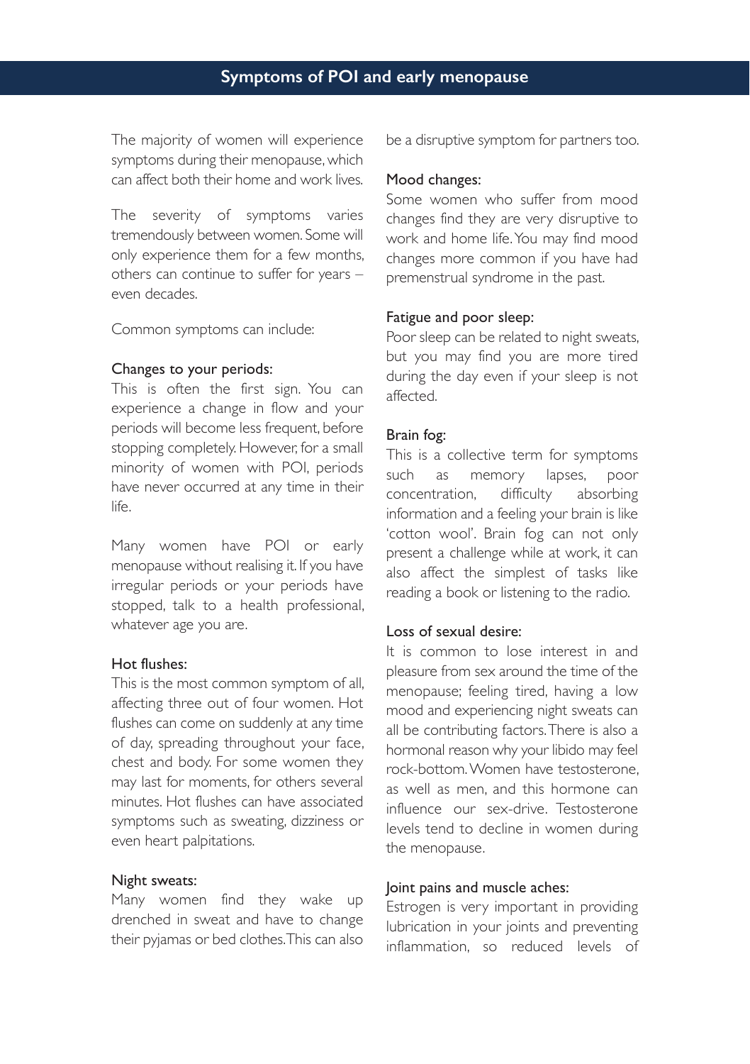## Symptoms of POI and early menopause

The majority of women will experience symptoms during their menopause, which can affect both their home and work lives.

The severity of symptoms varies tremendously between women. Some will only experience them for a few months, others can continue to suffer for years – even decades.

Common symptoms can include:

### Changes to your periods:

This is often the first sign. You can experience a change in flow and your periods will become less frequent, before stopping completely. However, for a small minority of women with POI, periods have never occurred at any time in their life.

Many women have POI or early menopause without realising it. If you have irregular periods or your periods have stopped, talk to a health professional, whatever age you are.

### Hot flushes:

This is the most common symptom of all, affecting three out of four women. Hot flushes can come on suddenly at any time of day, spreading throughout your face, chest and body. For some women they may last for moments, for others several minutes. Hot flushes can have associated symptoms such as sweating, dizziness or even heart palpitations.

### Night sweats:

Many women find they wake up drenched in sweat and have to change their pyjamas or bed clothes. This can also be a disruptive symptom for partners too.

### Mood changes:

Some women who suffer from mood changes find they are very disruptive to work and home life. You may find mood changes more common if you have had premenstrual syndrome in the past.

### Fatigue and poor sleep:

Poor sleep can be related to night sweats, but you may find you are more tired during the day even if your sleep is not affected.

### Brain fog:

This is a collective term for symptoms such as memory lapses, poor concentration, difficulty absorbing information and a feeling your brain is like 'cotton wool'. Brain fog can not only present a challenge while at work, it can also affect the simplest of tasks like reading a book or listening to the radio.

### Loss of sexual desire:

It is common to lose interest in and pleasure from sex around the time of the menopause; feeling tired, having a low mood and experiencing night sweats can all be contributing factors. There is also a hormonal reason why your libido may feel rock-bottom. Women have testosterone, as well as men, and this hormone can influence our sex-drive. Testosterone levels tend to decline in women during the menopause.

### Joint pains and muscle aches:

Estrogen is very important in providing lubrication in your joints and preventing inflammation, so reduced levels of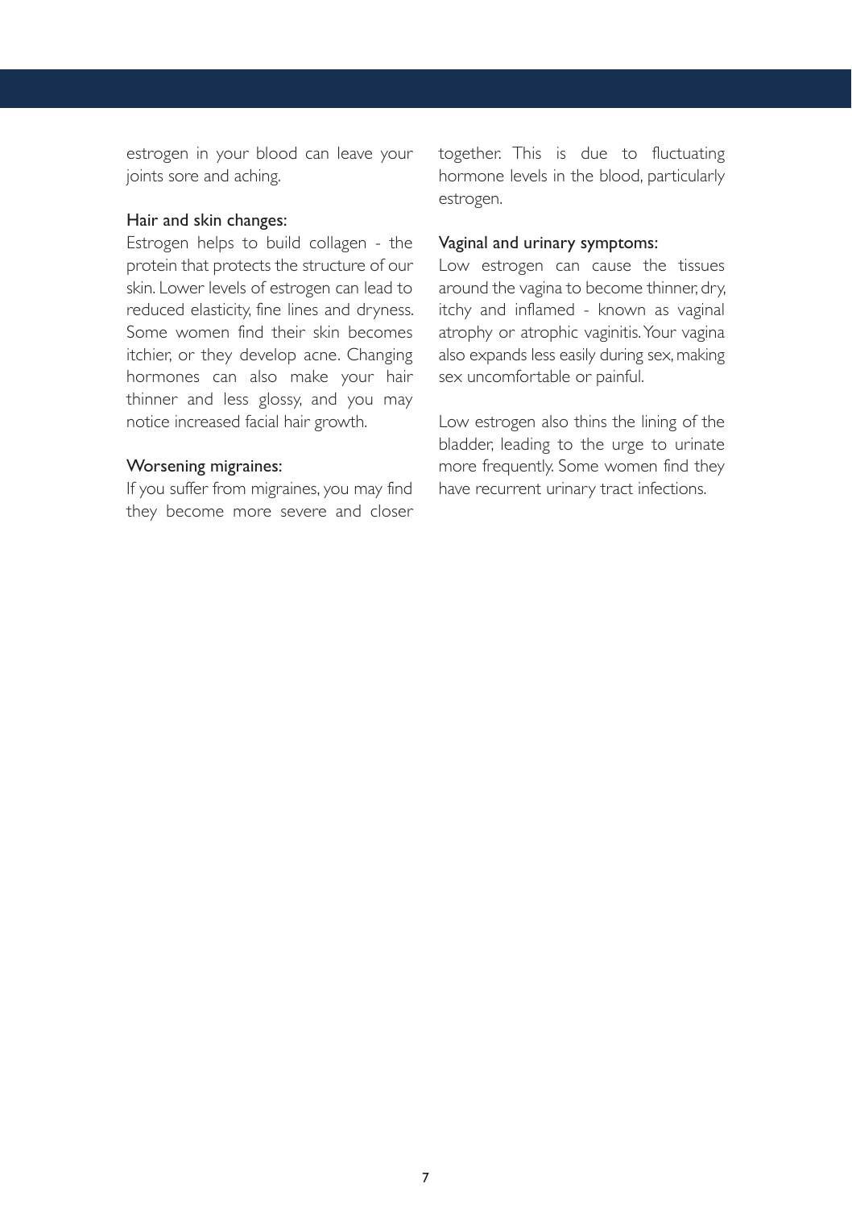estrogen in your blood can leave your joints sore and aching.

### Hair and skin changes:

Estrogen helps to build collagen - the protein that protects the structure of our skin. Lower levels of estrogen can lead to reduced elasticity, fine lines and dryness. Some women find their skin becomes itchier, or they develop acne. Changing hormones can also make your hair thinner and less glossy, and you may notice increased facial hair growth.

### Worsening migraines:

If you suffer from migraines, you may find they become more severe and closer together. This is due to fluctuating hormone levels in the blood, particularly estrogen.

### Vaginal and urinary symptoms:

Low estrogen can cause the tissues around the vagina to become thinner, dry, itchy and inflamed - known as vaginal atrophy or atrophic vaginitis. Your vagina also expands less easily during sex, making sex uncomfortable or painful.

Low estrogen also thins the lining of the bladder, leading to the urge to urinate more frequently. Some women find they have recurrent urinary tract infections.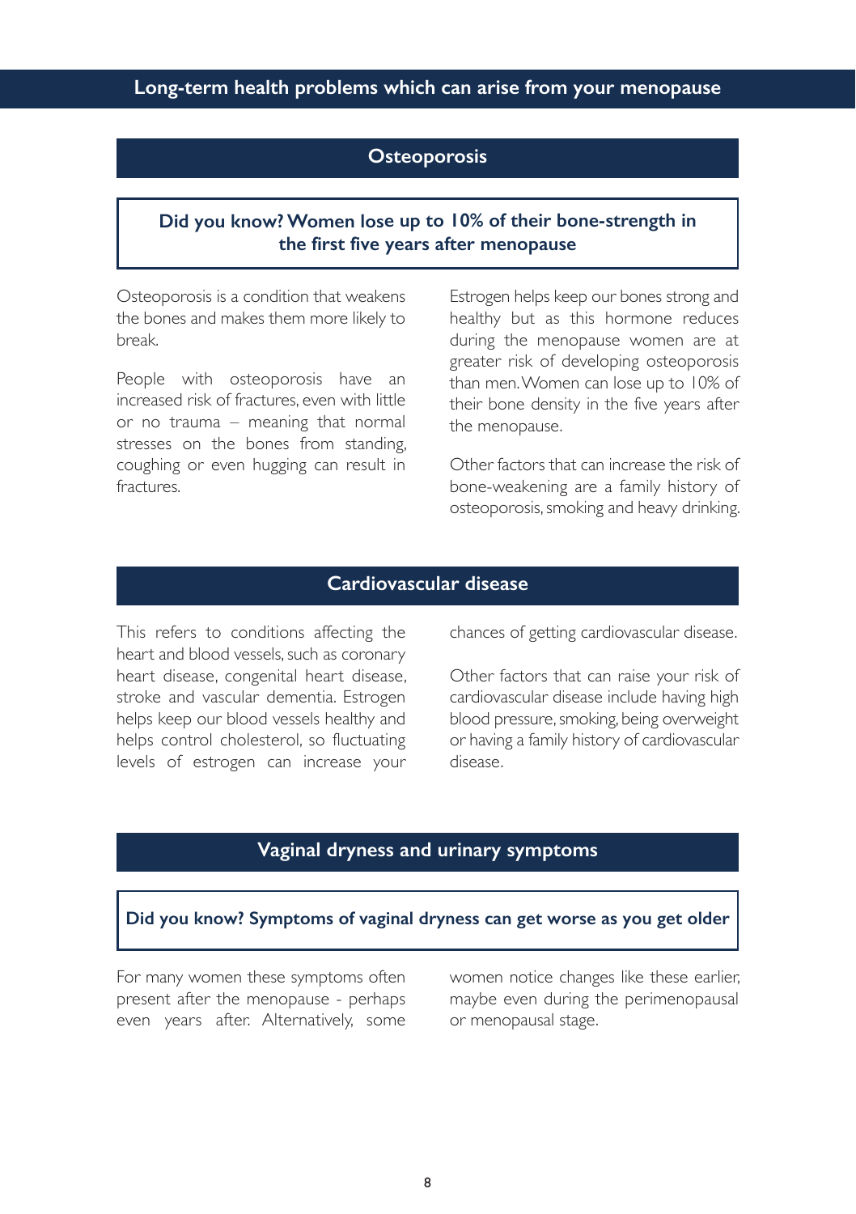# Long-term health problems which can arise from your menopause

## Osteoporosis

**Did you know? Women lose up to 10% of their bone-strength in the first five years after menopause**

Osteoporosis is a condition that weakens the bones and makes them more likely to break.

People with osteoporosis have an increased risk of fractures, even with little or no trauma – meaning that normal stresses on the bones from standing, coughing or even hugging can result in fractures.

Estrogen helps keep our bones strong and healthy but as this hormone reduces during the menopause women are at greater risk of developing osteoporosis than men. Women can lose up to 10% of their bone density in the five years after the menopause.

Other factors that can increase the risk of bone-weakening are a family history of osteoporosis, smoking and heavy drinking.

## Cardiovascular disease

This refers to conditions affecting the heart and blood vessels, such as coronary heart disease, congenital heart disease, stroke and vascular dementia. Estrogen helps keep our blood vessels healthy and helps control cholesterol, so fluctuating levels of estrogen can increase your chances of getting cardiovascular disease.

Other factors that can raise your risk of cardiovascular disease include having high blood pressure, smoking, being overweight or having a family history of cardiovascular disease.

## Vaginal dryness and urinary symptoms

**Did you know? Symptoms of vaginal dryness can get worse as you get older**

For many women these symptoms often present after the menopause - perhaps even years after. Alternatively, some women notice changes like these earlier, maybe even during the perimenopausal or menopausal stage.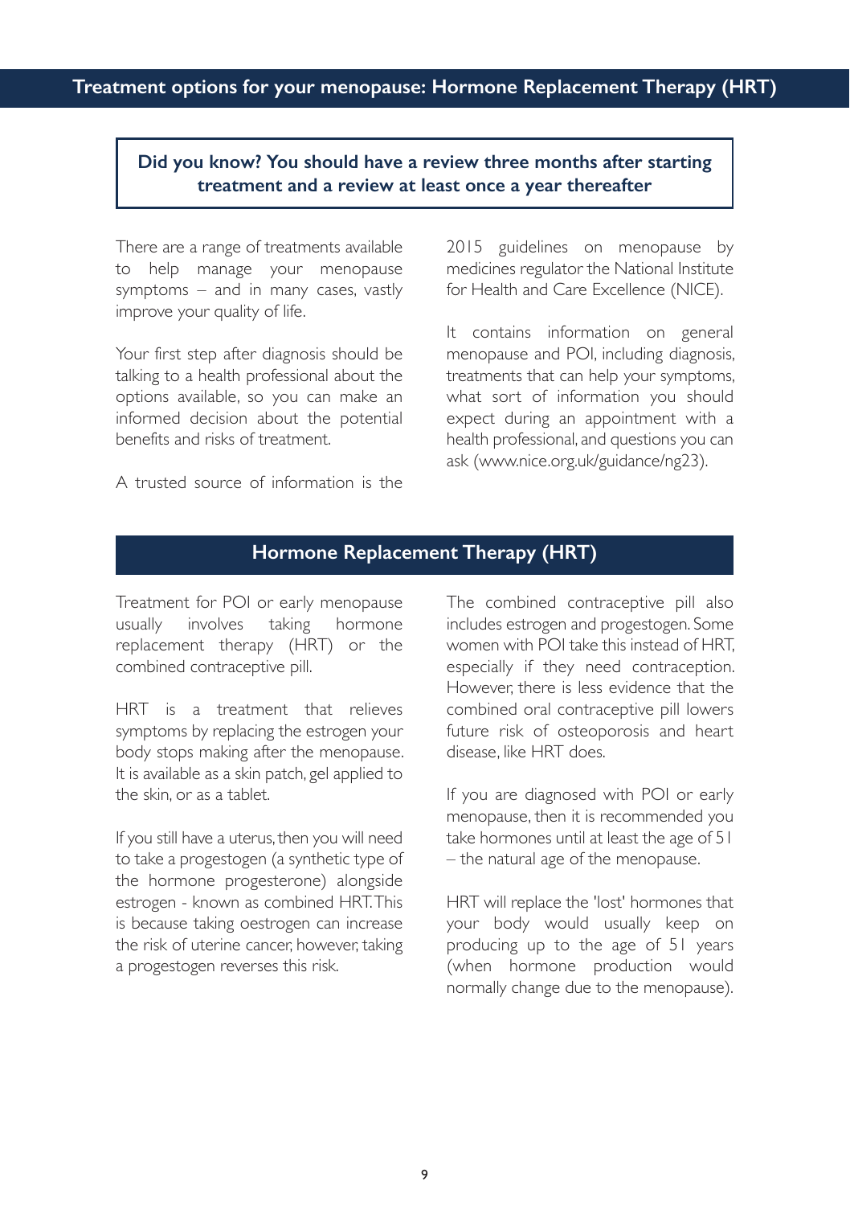## Treatment options for your menopause: Hormone Replacement Therapy (HRT)

**Did you know? You should have a review three months after starting treatment and a review at least once a year thereafter**

There are a range of treatments available to help manage your menopause symptoms – and in many cases, vastly improve your quality of life.

Your first step after diagnosis should be talking to a health professional about the options available, so you can make an informed decision about the potential benefits and risks of treatment.

A trusted source of information is the 2015 guidelines on menopause by medicines regulator the National Institute for Health and Care Excellence (NICE).

It contains information on general menopause and POI, including diagnosis, treatments that can help your symptoms, what sort of information you should expect during an appointment with a health professional, and questions you can ask (www.nice.org.uk/guidance/ng23).

### Hormone Replacement Therapy (HRT)

Treatment for POI or early menopause usually involves taking hormone replacement therapy (HRT) or the combined contraceptive pill.

HRT is a treatment that relieves symptoms by replacing the estrogen your body stops making after the menopause. It is available as a skin patch, gel applied to the skin, or as a tablet.

If you still have a uterus, then you will need to take a progestogen (a synthetic type of the hormone progesterone) alongside estrogen - known as combined HRT. This is because taking oestrogen can increase the risk of uterine cancer, however, taking a progestogen reverses this risk.

The combined contraceptive pill also includes estrogen and progestogen. Some women with POI take this instead of HRT, especially if they need contraception. However, there is less evidence that the combined oral contraceptive pill lowers future risk of osteoporosis and heart disease, like HRT does.

If you are diagnosed with POI or early menopause, then it is recommended you take hormones until at least the age of 51 – the natural age of the menopause.

HRT will replace the 'lost' hormones that your body would usually keep on producing up to the age of 51 years (when hormone production would normally change due to the menopause).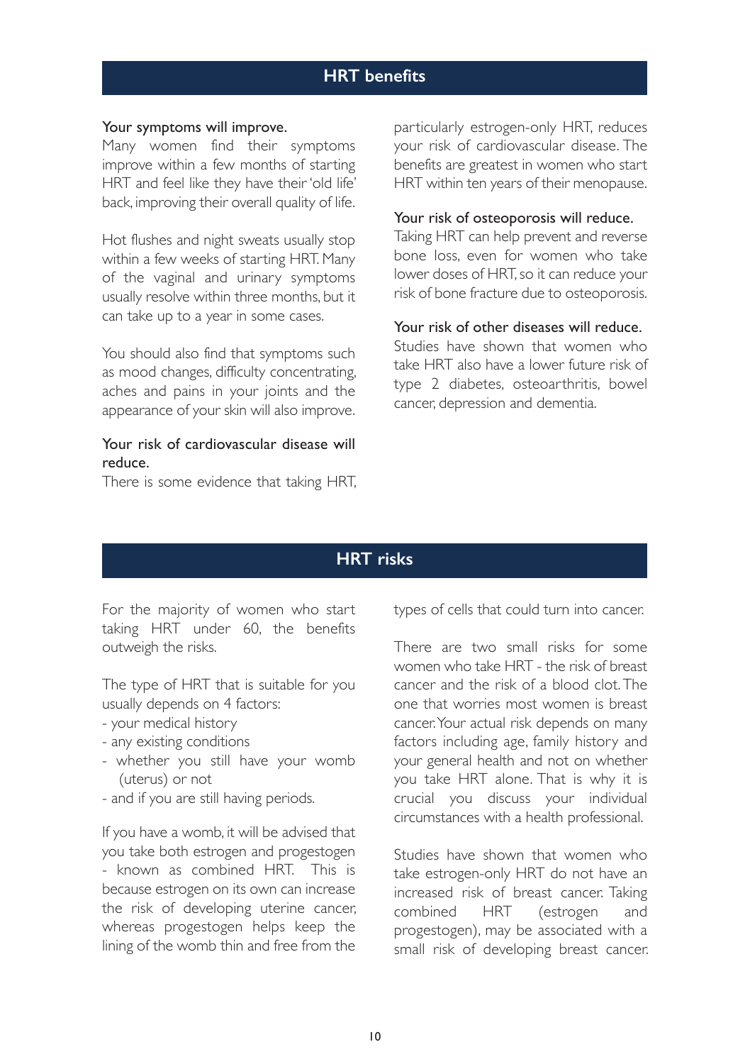## HRT benefits

**Your symptoms will improve.**
Many women find their symptoms improve within a few months of starting HRT and feel like they have their 'old life' back, improving their overall quality of life.

Hot flushes and night sweats usually stop within a few weeks of starting HRT. Many of the vaginal and urinary symptoms usually resolve within three months, but it can take up to a year in some cases.

You should also find that symptoms such as mood changes, difficulty concentrating, aches and pains in your joints and the appearance of your skin will also improve.

**Your risk of cardiovascular disease will reduce.**
There is some evidence that taking HRT, particularly estrogen-only HRT, reduces your risk of cardiovascular disease. The benefits are greatest in women who start HRT within ten years of their menopause.

**Your risk of osteoporosis will reduce.**
Taking HRT can help prevent and reverse bone loss, even for women who take lower doses of HRT, so it can reduce your risk of bone fracture due to osteoporosis.

**Your risk of other diseases will reduce.**
Studies have shown that women who take HRT also have a lower future risk of type 2 diabetes, osteoarthritis, bowel cancer, depression and dementia.

## HRT risks

For the majority of women who start taking HRT under 60, the benefits outweigh the risks.

The type of HRT that is suitable for you usually depends on 4 factors:

- your medical history
- any existing conditions
- whether you still have your womb (uterus) or not
- and if you are still having periods.

If you have a womb, it will be advised that you take both estrogen and progestogen - known as combined HRT. This is because estrogen on its own can increase the risk of developing uterine cancer, whereas progestogen helps keep the lining of the womb thin and free from the types of cells that could turn into cancer.

There are two small risks for some women who take HRT - the risk of breast cancer and the risk of a blood clot. The one that worries most women is breast cancer. Your actual risk depends on many factors including age, family history and your general health and not on whether you take HRT alone. That is why it is crucial you discuss your individual circumstances with a health professional.

Studies have shown that women who take estrogen-only HRT do not have an increased risk of breast cancer. Taking combined HRT (estrogen and progestogen), may be associated with a small risk of developing breast cancer.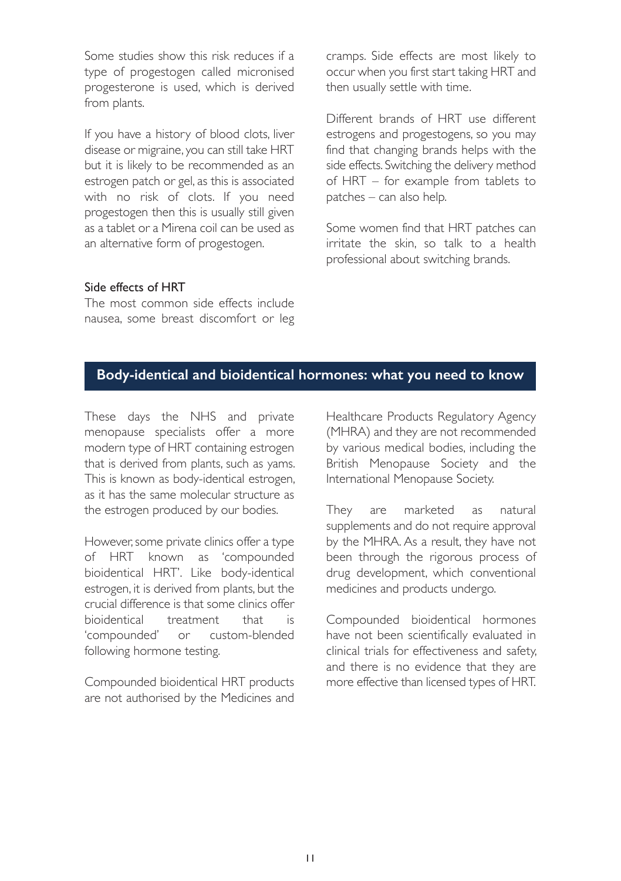Some studies show this risk reduces if a type of progestogen called micronised progesterone is used, which is derived from plants.

If you have a history of blood clots, liver disease or migraine, you can still take HRT but it is likely to be recommended as an estrogen patch or gel, as this is associated with no risk of clots. If you need progestogen then this is usually still given as a tablet or a Mirena coil can be used as an alternative form of progestogen.

### Side effects of HRT

The most common side effects include nausea, some breast discomfort or leg cramps. Side effects are most likely to occur when you first start taking HRT and then usually settle with time.

Different brands of HRT use different estrogens and progestogens, so you may find that changing brands helps with the side effects. Switching the delivery method of HRT – for example from tablets to patches – can also help.

Some women find that HRT patches can irritate the skin, so talk to a health professional about switching brands.

## Body-identical and bioidentical hormones: what you need to know

These days the NHS and private menopause specialists offer a more modern type of HRT containing estrogen that is derived from plants, such as yams. This is known as body-identical estrogen, as it has the same molecular structure as the estrogen produced by our bodies.

However, some private clinics offer a type of HRT known as 'compounded bioidentical HRT'. Like body-identical estrogen, it is derived from plants, but the crucial difference is that some clinics offer bioidentical treatment that is 'compounded' or custom-blended following hormone testing.

Compounded bioidentical HRT products are not authorised by the Medicines and Healthcare Products Regulatory Agency (MHRA) and they are not recommended by various medical bodies, including the British Menopause Society and the International Menopause Society.

They are marketed as natural supplements and do not require approval by the MHRA. As a result, they have not been through the rigorous process of drug development, which conventional medicines and products undergo.

Compounded bioidentical hormones have not been scientifically evaluated in clinical trials for effectiveness and safety, and there is no evidence that they are more effective than licensed types of HRT.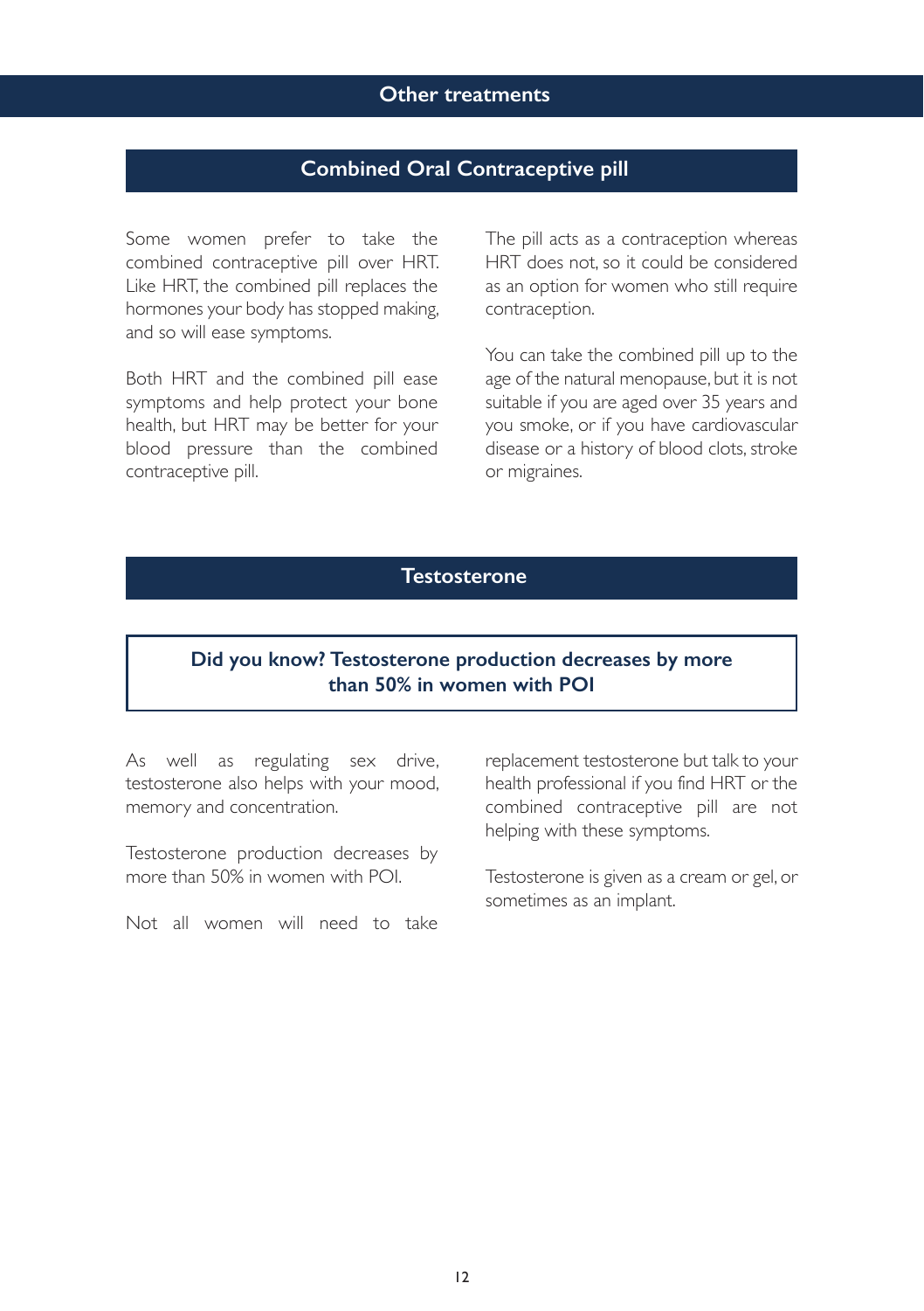# Other treatments

## Combined Oral Contraceptive pill

Some women prefer to take the combined contraceptive pill over HRT. Like HRT, the combined pill replaces the hormones your body has stopped making, and so will ease symptoms.

Both HRT and the combined pill ease symptoms and help protect your bone health, but HRT may be better for your blood pressure than the combined contraceptive pill.

The pill acts as a contraception whereas HRT does not, so it could be considered as an option for women who still require contraception.

You can take the combined pill up to the age of the natural menopause, but it is not suitable if you are aged over 35 years and you smoke, or if you have cardiovascular disease or a history of blood clots, stroke or migraines.

## Testosterone

**Did you know? Testosterone production decreases by more than 50% in women with POI**

As well as regulating sex drive, testosterone also helps with your mood, memory and concentration.

Testosterone production decreases by more than 50% in women with POI.

Not all women will need to take replacement testosterone but talk to your health professional if you find HRT or the combined contraceptive pill are not helping with these symptoms.

Testosterone is given as a cream or gel, or sometimes as an implant.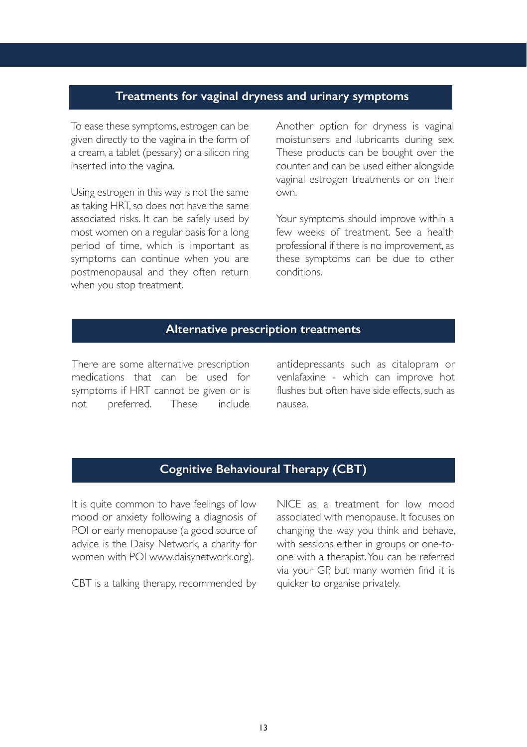## Treatments for vaginal dryness and urinary symptoms

To ease these symptoms, estrogen can be given directly to the vagina in the form of a cream, a tablet (pessary) or a silicon ring inserted into the vagina.

Using estrogen in this way is not the same as taking HRT, so does not have the same associated risks. It can be safely used by most women on a regular basis for a long period of time, which is important as symptoms can continue when you are postmenopausal and they often return when you stop treatment.

Another option for dryness is vaginal moisturisers and lubricants during sex. These products can be bought over the counter and can be used either alongside vaginal estrogen treatments or on their own.

Your symptoms should improve within a few weeks of treatment. See a health professional if there is no improvement, as these symptoms can be due to other conditions.

## Alternative prescription treatments

There are some alternative prescription medications that can be used for symptoms if HRT cannot be given or is not preferred. These include antidepressants such as citalopram or venlafaxine - which can improve hot flushes but often have side effects, such as nausea.

## Cognitive Behavioural Therapy (CBT)

It is quite common to have feelings of low mood or anxiety following a diagnosis of POI or early menopause (a good source of advice is the Daisy Network, a charity for women with POI www.daisynetwork.org).

CBT is a talking therapy, recommended by NICE as a treatment for low mood associated with menopause. It focuses on changing the way you think and behave, with sessions either in groups or one-to-one with a therapist. You can be referred via your GP, but many women find it is quicker to organise privately.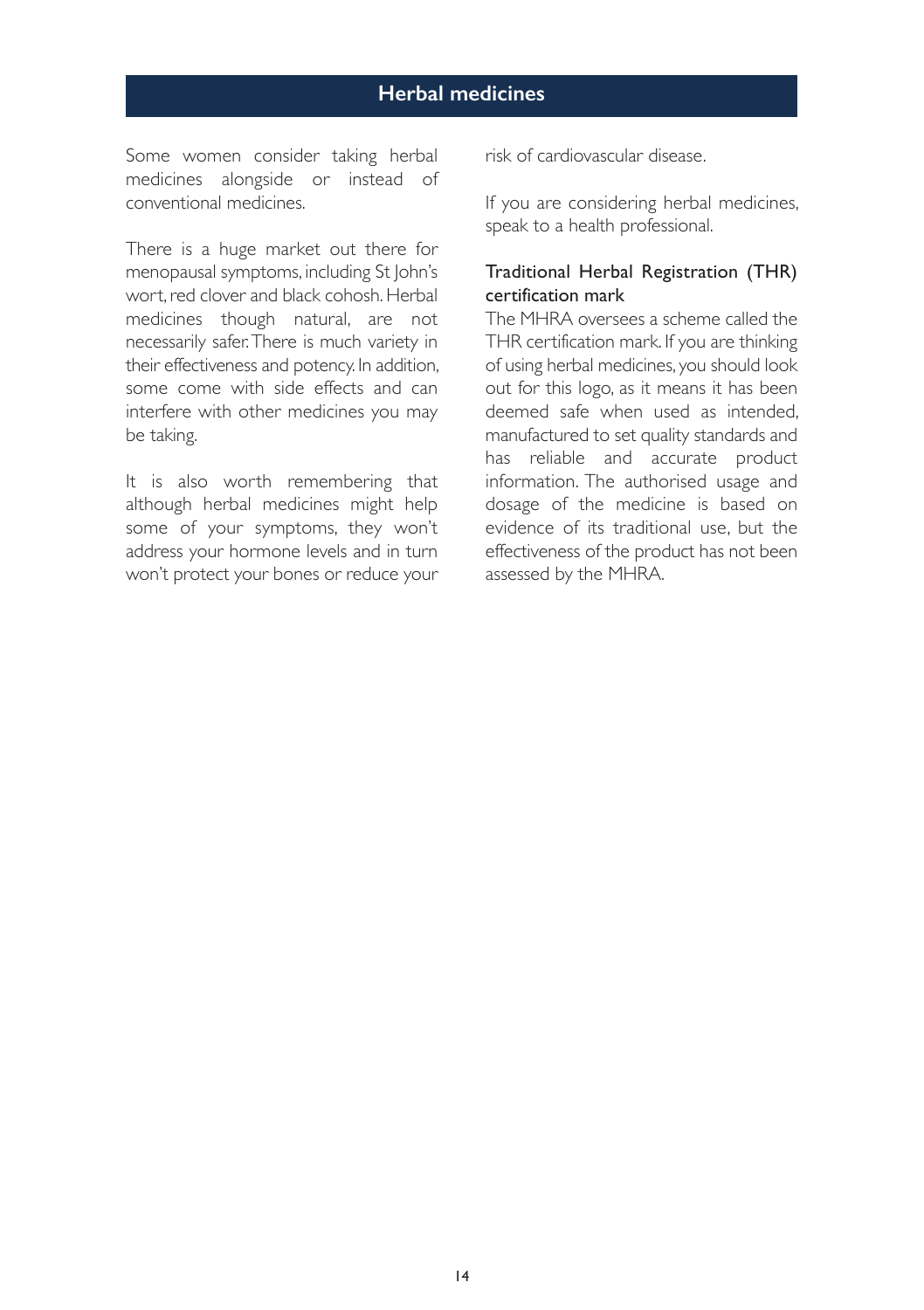## Herbal medicines

Some women consider taking herbal medicines alongside or instead of conventional medicines.

There is a huge market out there for menopausal symptoms, including St John's wort, red clover and black cohosh. Herbal medicines though natural, are not necessarily safer. There is much variety in their effectiveness and potency. In addition, some come with side effects and can interfere with other medicines you may be taking.

It is also worth remembering that although herbal medicines might help some of your symptoms, they won't address your hormone levels and in turn won't protect your bones or reduce your risk of cardiovascular disease.

If you are considering herbal medicines, speak to a health professional.

### Traditional Herbal Registration (THR) certification mark

The MHRA oversees a scheme called the THR certification mark. If you are thinking of using herbal medicines, you should look out for this logo, as it means it has been deemed safe when used as intended, manufactured to set quality standards and has reliable and accurate product information. The authorised usage and dosage of the medicine is based on evidence of its traditional use, but the effectiveness of the product has not been assessed by the MHRA.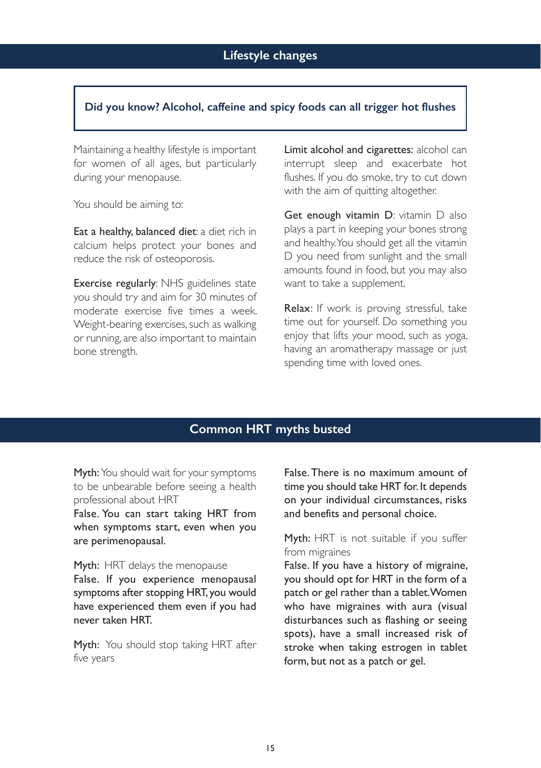## Lifestyle changes

**Did you know? Alcohol, caffeine and spicy foods can all trigger hot flushes**

Maintaining a healthy lifestyle is important for women of all ages, but particularly during your menopause.

You should be aiming to:

**Eat a healthy, balanced diet**: a diet rich in calcium helps protect your bones and reduce the risk of osteoporosis.

**Exercise regularly**: NHS guidelines state you should try and aim for 30 minutes of moderate exercise five times a week. Weight-bearing exercises, such as walking or running, are also important to maintain bone strength.

**Limit alcohol and cigarettes:** alcohol can interrupt sleep and exacerbate hot flushes. If you do smoke, try to cut down with the aim of quitting altogether.

**Get enough vitamin D**: vitamin D also plays a part in keeping your bones strong and healthy. You should get all the vitamin D you need from sunlight and the small amounts found in food, but you may also want to take a supplement.

**Relax**: If work is proving stressful, take time out for yourself. Do something you enjoy that lifts your mood, such as yoga, having an aromatherapy massage or just spending time with loved ones.

## Common HRT myths busted

**Myth:** You should wait for your symptoms to be unbearable before seeing a health professional about HRT
**False. You can start taking HRT from when symptoms start, even when you are perimenopausal.**

**Myth:** HRT delays the menopause
**False. If you experience menopausal symptoms after stopping HRT, you would have experienced them even if you had never taken HRT.**

**Myth:** You should stop taking HRT after five years
**False. There is no maximum amount of time you should take HRT for. It depends on your individual circumstances, risks and benefits and personal choice.**

**Myth:** HRT is not suitable if you suffer from migraines
**False. If you have a history of migraine, you should opt for HRT in the form of a patch or gel rather than a tablet. Women who have migraines with aura (visual disturbances such as flashing or seeing spots), have a small increased risk of stroke when taking estrogen in tablet form, but not as a patch or gel.**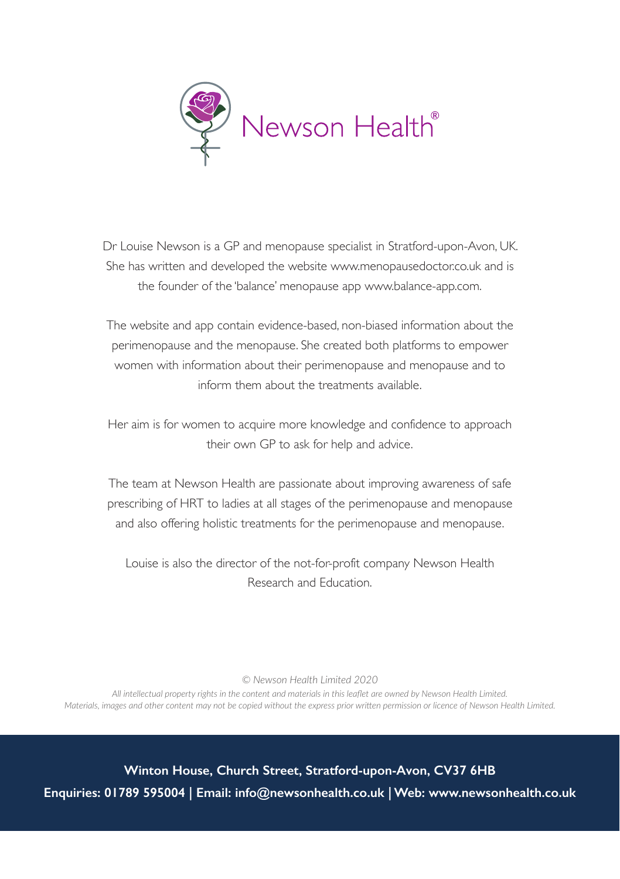Newson Health®

Dr Louise Newson is a GP and menopause specialist in Stratford-upon-Avon, UK. She has written and developed the website www.menopausedoctor.co.uk and is the founder of the 'balance' menopause app www.balance-app.com.

The website and app contain evidence-based, non-biased information about the perimenopause and the menopause. She created both platforms to empower women with information about their perimenopause and menopause and to inform them about the treatments available.

Her aim is for women to acquire more knowledge and confidence to approach their own GP to ask for help and advice.

The team at Newson Health are passionate about improving awareness of safe prescribing of HRT to ladies at all stages of the perimenopause and menopause and also offering holistic treatments for the perimenopause and menopause.

Louise is also the director of the not-for-profit company Newson Health Research and Education.

*© Newson Health Limited 2020*

*All intellectual property rights in the content and materials in this leaflet are owned by Newson Health Limited.*
*Materials, images and other content may not be copied without the express prior written permission or licence of Newson Health Limited.*

**Winton House, Church Street, Stratford-upon-Avon, CV37 6HB**

**Enquiries: 01789 595004 | Email: info@newsonhealth.co.uk | Web: www.newsonhealth.co.uk**